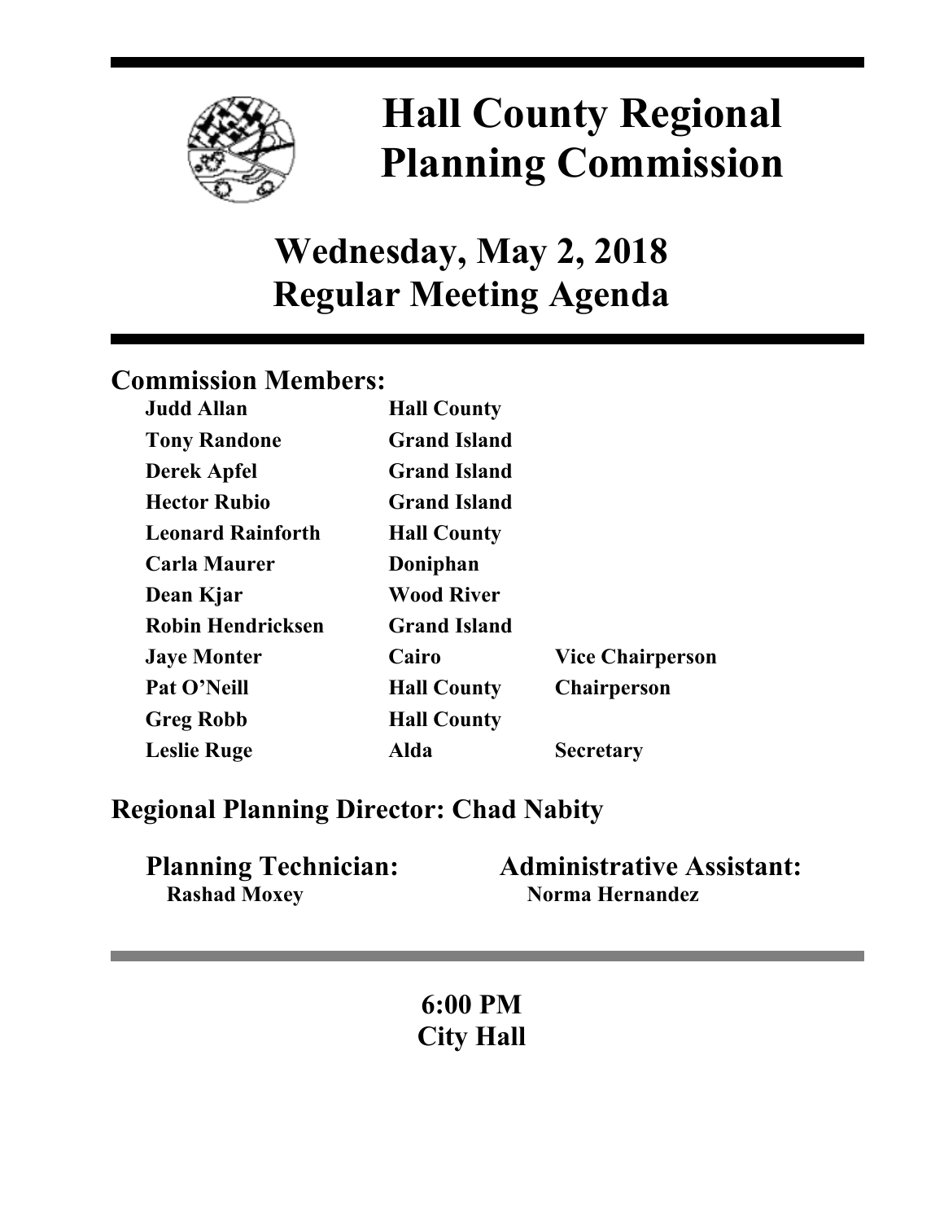# Hall County Regional Planning Commission

## Wednesday, May 2, 2018
## Regular Meeting Agenda

### Commission Members:

| | | |
|---|---|---|
| **Judd Allan** | **Hall County** | |
| **Tony Randone** | **Grand Island** | |
| **Derek Apfel** | **Grand Island** | |
| **Hector Rubio** | **Grand Island** | |
| **Leonard Rainforth** | **Hall County** | |
| **Carla Maurer** | **Doniphan** | |
| **Dean Kjar** | **Wood River** | |
| **Robin Hendricksen** | **Grand Island** | |
| **Jaye Monter** | **Cairo** | **Vice Chairperson** |
| **Pat O'Neill** | **Hall County** | **Chairperson** |
| **Greg Robb** | **Hall County** | |
| **Leslie Ruge** | **Alda** | **Secretary** |

### Regional Planning Director: Chad Nabity

**Planning Technician:**
**Rashad Moxey**

**Administrative Assistant:**
**Norma Hernandez**

**6:00 PM**
**City Hall**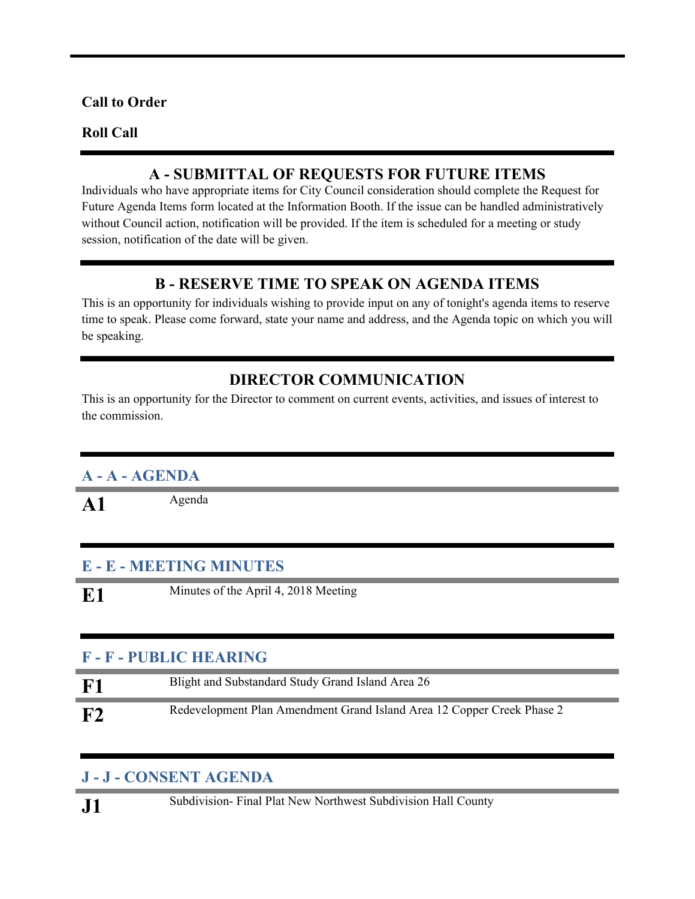**Call to Order**

**Roll Call**

## A - SUBMITTAL OF REQUESTS FOR FUTURE ITEMS

Individuals who have appropriate items for City Council consideration should complete the Request for Future Agenda Items form located at the Information Booth. If the issue can be handled administratively without Council action, notification will be provided. If the item is scheduled for a meeting or study session, notification of the date will be given.

## B - RESERVE TIME TO SPEAK ON AGENDA ITEMS

This is an opportunity for individuals wishing to provide input on any of tonight's agenda items to reserve time to speak. Please come forward, state your name and address, and the Agenda topic on which you will be speaking.

## DIRECTOR COMMUNICATION

This is an opportunity for the Director to comment on current events, activities, and issues of interest to the commission.

### A - A - AGENDA

**A1** Agenda

### E - E - MEETING MINUTES

**E1** Minutes of the April 4, 2018 Meeting

### F - F - PUBLIC HEARING

**F1** Blight and Substandard Study Grand Island Area 26

**F2** Redevelopment Plan Amendment Grand Island Area 12 Copper Creek Phase 2

### J - J - CONSENT AGENDA

**J1** Subdivision- Final Plat New Northwest Subdivision Hall County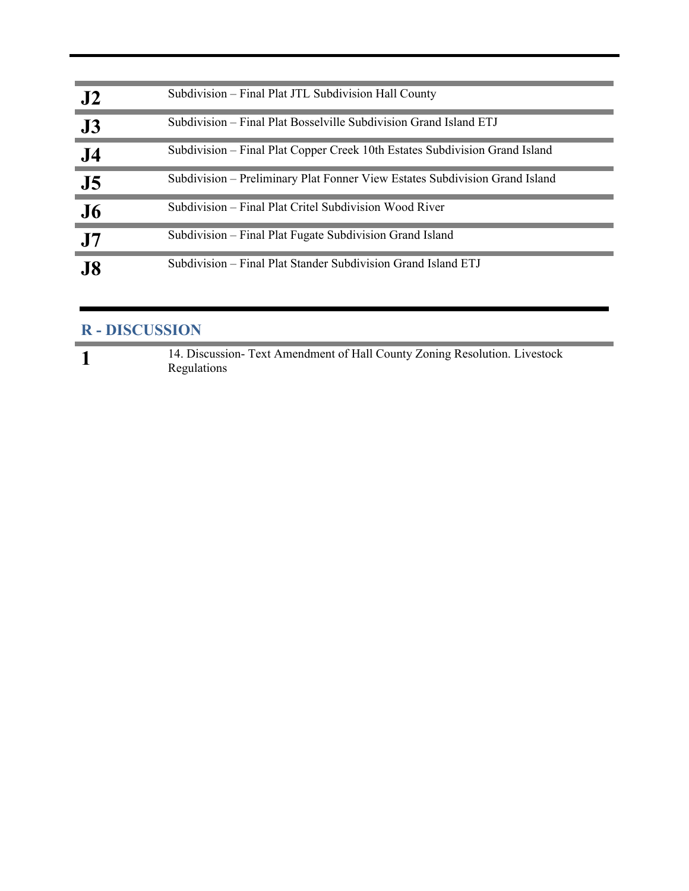| | |
|---|---|
| **J2** | Subdivision – Final Plat JTL Subdivision Hall County |
| **J3** | Subdivision – Final Plat Bosselville Subdivision Grand Island ETJ |
| **J4** | Subdivision – Final Plat Copper Creek 10th Estates Subdivision Grand Island |
| **J5** | Subdivision – Preliminary Plat Fonner View Estates Subdivision Grand Island |
| **J6** | Subdivision – Final Plat Critel Subdivision Wood River |
| **J7** | Subdivision – Final Plat Fugate Subdivision Grand Island |
| **J8** | Subdivision – Final Plat Stander Subdivision Grand Island ETJ |

## R - DISCUSSION

| | |
|---|---|
| **1** | 14. Discussion- Text Amendment of Hall County Zoning Resolution. Livestock Regulations |